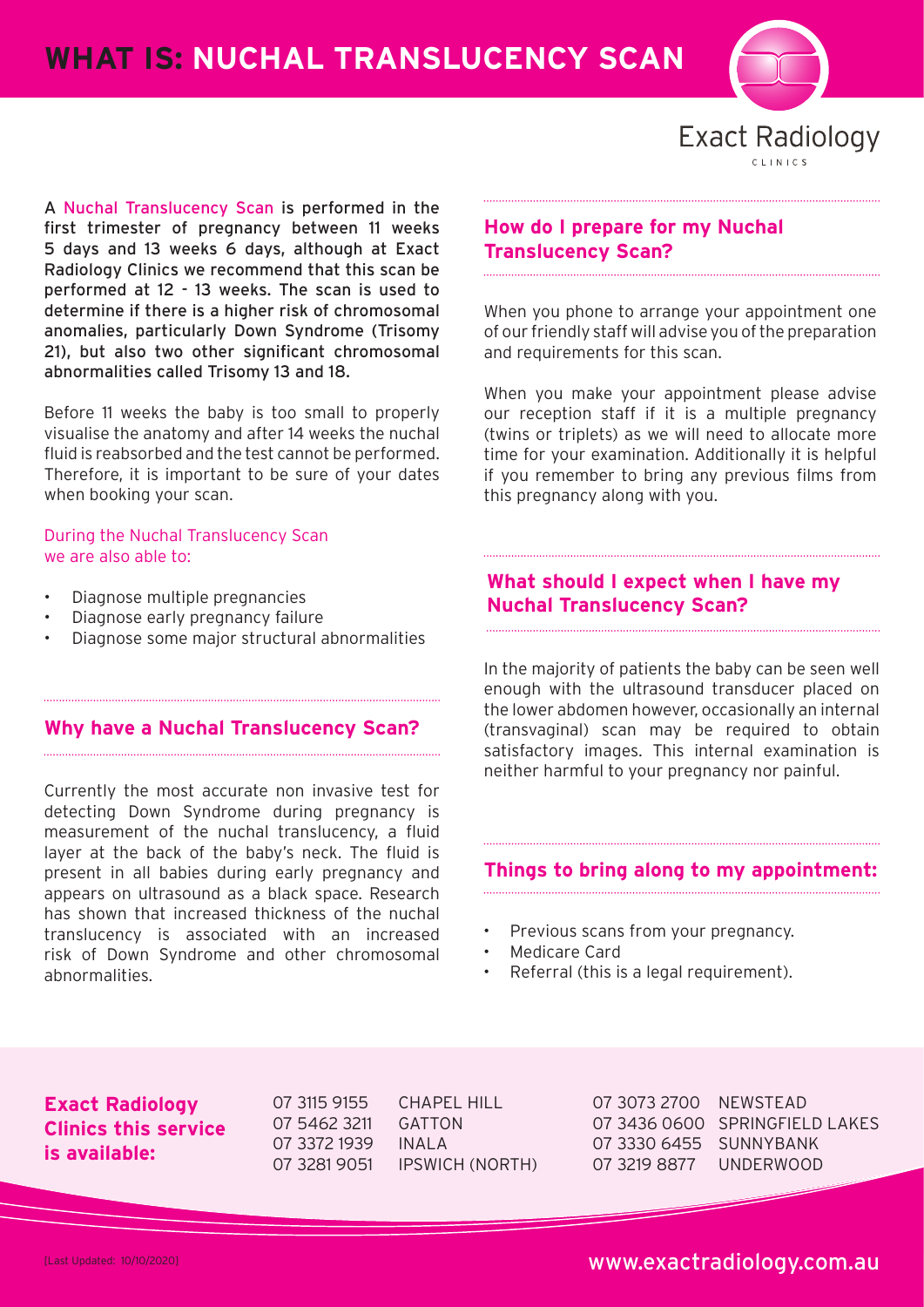# WHAT IS: NUCHAL TRANSLUCENCY SCAN

Exact Radiology CLINICS

A Nuchal Translucency Scan is performed in the first trimester of pregnancy between 11 weeks 5 days and 13 weeks 6 days, although at Exact Radiology Clinics we recommend that this scan be performed at 12 - 13 weeks. The scan is used to determine if there is a higher risk of chromosomal anomalies, particularly Down Syndrome (Trisomy 21), but also two other significant chromosomal abnormalities called Trisomy 13 and 18.

Before 11 weeks the baby is too small to properly visualise the anatomy and after 14 weeks the nuchal fluid is reabsorbed and the test cannot be performed. Therefore, it is important to be sure of your dates when booking your scan.

During the Nuchal Translucency Scan we are also able to:

- Diagnose multiple pregnancies
- Diagnose early pregnancy failure
- Diagnose some major structural abnormalities

## Why have a Nuchal Translucency Scan?

Currently the most accurate non invasive test for detecting Down Syndrome during pregnancy is measurement of the nuchal translucency, a fluid layer at the back of the baby's neck. The fluid is present in all babies during early pregnancy and appears on ultrasound as a black space. Research has shown that increased thickness of the nuchal translucency is associated with an increased risk of Down Syndrome and other chromosomal abnormalities.

## How do I prepare for my Nuchal Translucency Scan?

When you phone to arrange your appointment one of our friendly staff will advise you of the preparation and requirements for this scan.

When you make your appointment please advise our reception staff if it is a multiple pregnancy (twins or triplets) as we will need to allocate more time for your examination. Additionally it is helpful if you remember to bring any previous films from this pregnancy along with you.

## What should I expect when I have my Nuchal Translucency Scan?

In the majority of patients the baby can be seen well enough with the ultrasound transducer placed on the lower abdomen however, occasionally an internal (transvaginal) scan may be required to obtain satisfactory images. This internal examination is neither harmful to your pregnancy nor painful.

## Things to bring along to my appointment:

- Previous scans from your pregnancy.
- Medicare Card
- Referral (this is a legal requirement).

## Exact Radiology Clinics this service is available:

| Phone | Clinic |
| --- | --- |
| 07 3115 9155 | CHAPEL HILL |
| 07 5462 3211 | GATTON |
| 07 3372 1939 | INALA |
| 07 3281 9051 | IPSWICH (NORTH) |
| 07 3073 2700 | NEWSTEAD |
| 07 3436 0600 | SPRINGFIELD LAKES |
| 07 3330 6455 | SUNNYBANK |
| 07 3219 8877 | UNDERWOOD |

[Last Updated: 10/10/2020]

www.exactradiology.com.au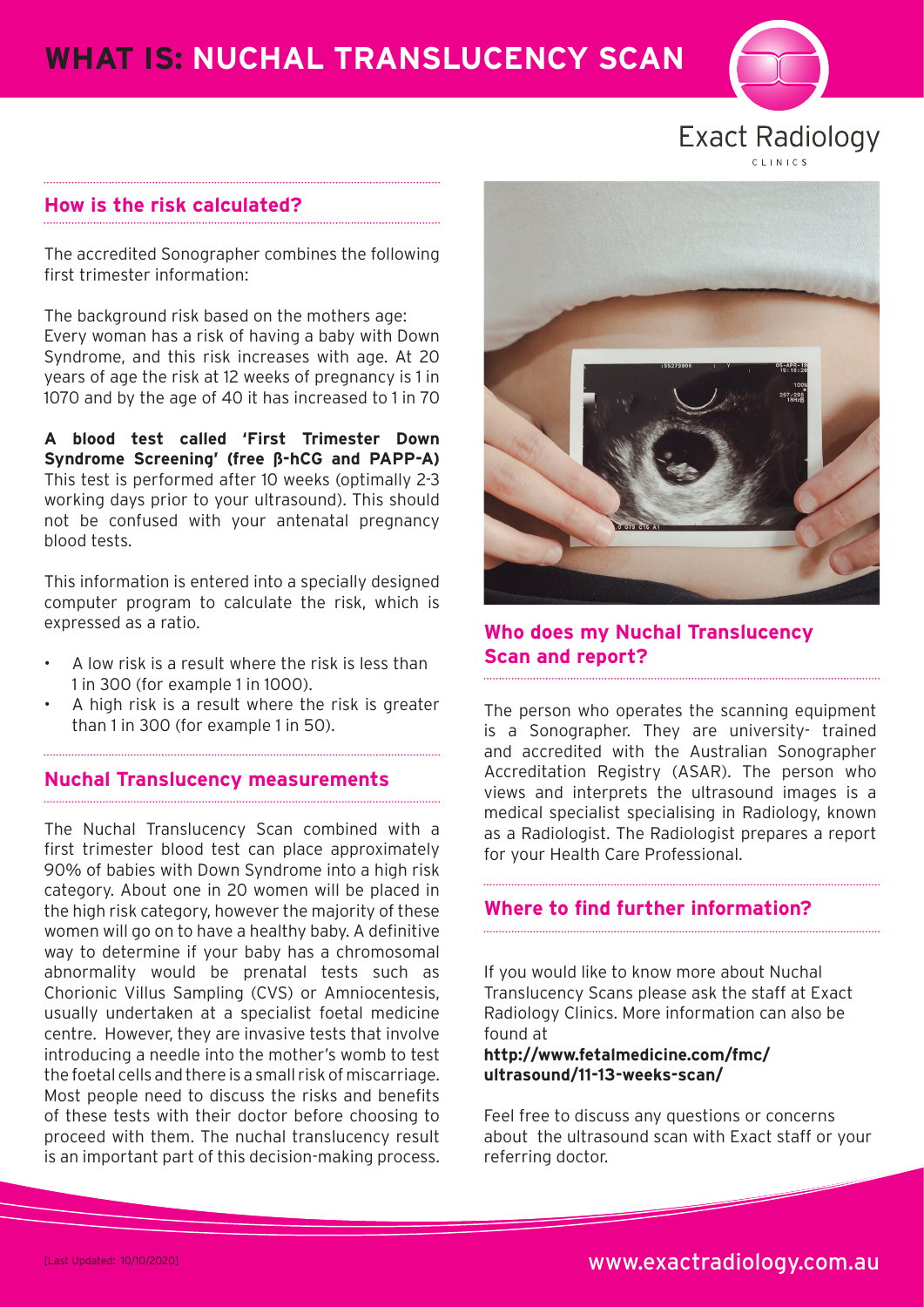# WHAT IS: NUCHAL TRANSLUCENCY SCAN

Exact Radiology CLINICS

## How is the risk calculated?

The accredited Sonographer combines the following first trimester information:

The background risk based on the mothers age:
Every woman has a risk of having a baby with Down Syndrome, and this risk increases with age. At 20 years of age the risk at 12 weeks of pregnancy is 1 in 1070 and by the age of 40 it has increased to 1 in 70

**A blood test called 'First Trimester Down Syndrome Screening' (free β-hCG and PAPP-A)**
This test is performed after 10 weeks (optimally 2-3 working days prior to your ultrasound). This should not be confused with your antenatal pregnancy blood tests.

This information is entered into a specially designed computer program to calculate the risk, which is expressed as a ratio.

- A low risk is a result where the risk is less than 1 in 300 (for example 1 in 1000).
- A high risk is a result where the risk is greater than 1 in 300 (for example 1 in 50).

## Nuchal Translucency measurements

The Nuchal Translucency Scan combined with a first trimester blood test can place approximately 90% of babies with Down Syndrome into a high risk category. About one in 20 women will be placed in the high risk category, however the majority of these women will go on to have a healthy baby. A definitive way to determine if your baby has a chromosomal abnormality would be prenatal tests such as Chorionic Villus Sampling (CVS) or Amniocentesis, usually undertaken at a specialist foetal medicine centre. However, they are invasive tests that involve introducing a needle into the mother's womb to test the foetal cells and there is a small risk of miscarriage. Most people need to discuss the risks and benefits of these tests with their doctor before choosing to proceed with them. The nuchal translucency result is an important part of this decision-making process.

## Who does my Nuchal Translucency Scan and report?

The person who operates the scanning equipment is a Sonographer. They are university- trained and accredited with the Australian Sonographer Accreditation Registry (ASAR). The person who views and interprets the ultrasound images is a medical specialist specialising in Radiology, known as a Radiologist. The Radiologist prepares a report for your Health Care Professional.

## Where to find further information?

If you would like to know more about Nuchal Translucency Scans please ask the staff at Exact Radiology Clinics. More information can also be found at
**http://www.fetalmedicine.com/fmc/ultrasound/11-13-weeks-scan/**

Feel free to discuss any questions or concerns about the ultrasound scan with Exact staff or your referring doctor.

[Last Updated: 10/10/2020]

www.exactradiology.com.au